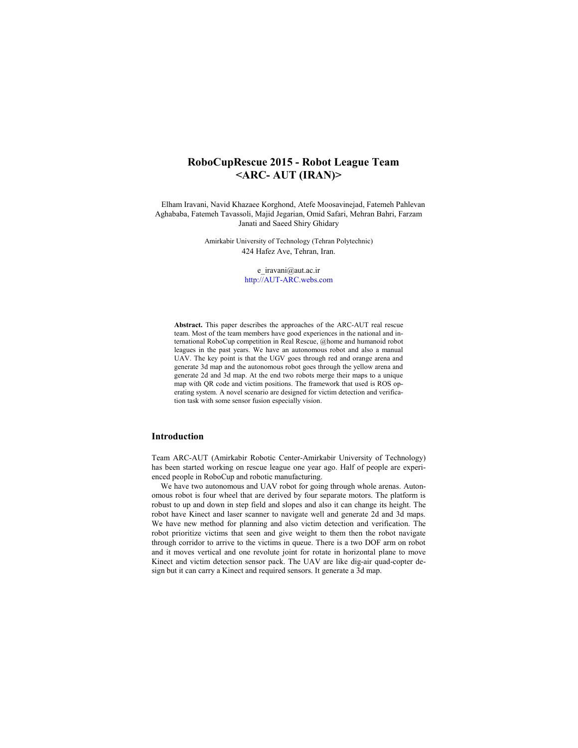# RoboCupRescue 2015 - Robot League Team <ARC- AUT (IRAN)>

Elham Iravani, Navid Khazaee Korghond, Atefe Moosavinejad, Fatemeh Pahlevan Aghababa, Fatemeh Tavassoli, Majid Jegarian, Omid Safari, Mehran Bahri, Farzam Janati and Saeed Shiry Ghidary

Amirkabir University of Technology (Tehran Polytechnic)
424 Hafez Ave, Tehran, Iran.

e_iravani@aut.ac.ir
http://AUT-ARC.webs.com

**Abstract.** This paper describes the approaches of the ARC-AUT real rescue team. Most of the team members have good experiences in the national and international RoboCup competition in Real Rescue, @home and humanoid robot leagues in the past years. We have an autonomous robot and also a manual UAV. The key point is that the UGV goes through red and orange arena and generate 3d map and the autonomous robot goes through the yellow arena and generate 2d and 3d map. At the end two robots merge their maps to a unique map with QR code and victim positions. The framework that used is ROS operating system. A novel scenario are designed for victim detection and verification task with some sensor fusion especially vision.

## Introduction

Team ARC-AUT (Amirkabir Robotic Center-Amirkabir University of Technology) has been started working on rescue league one year ago. Half of people are experienced people in RoboCup and robotic manufacturing.

We have two autonomous and UAV robot for going through whole arenas. Autonomous robot is four wheel that are derived by four separate motors. The platform is robust to up and down in step field and slopes and also it can change its height. The robot have Kinect and laser scanner to navigate well and generate 2d and 3d maps. We have new method for planning and also victim detection and verification. The robot prioritize victims that seen and give weight to them then the robot navigate through corridor to arrive to the victims in queue. There is a two DOF arm on robot and it moves vertical and one revolute joint for rotate in horizontal plane to move Kinect and victim detection sensor pack. The UAV are like dig-air quad-copter design but it can carry a Kinect and required sensors. It generate a 3d map.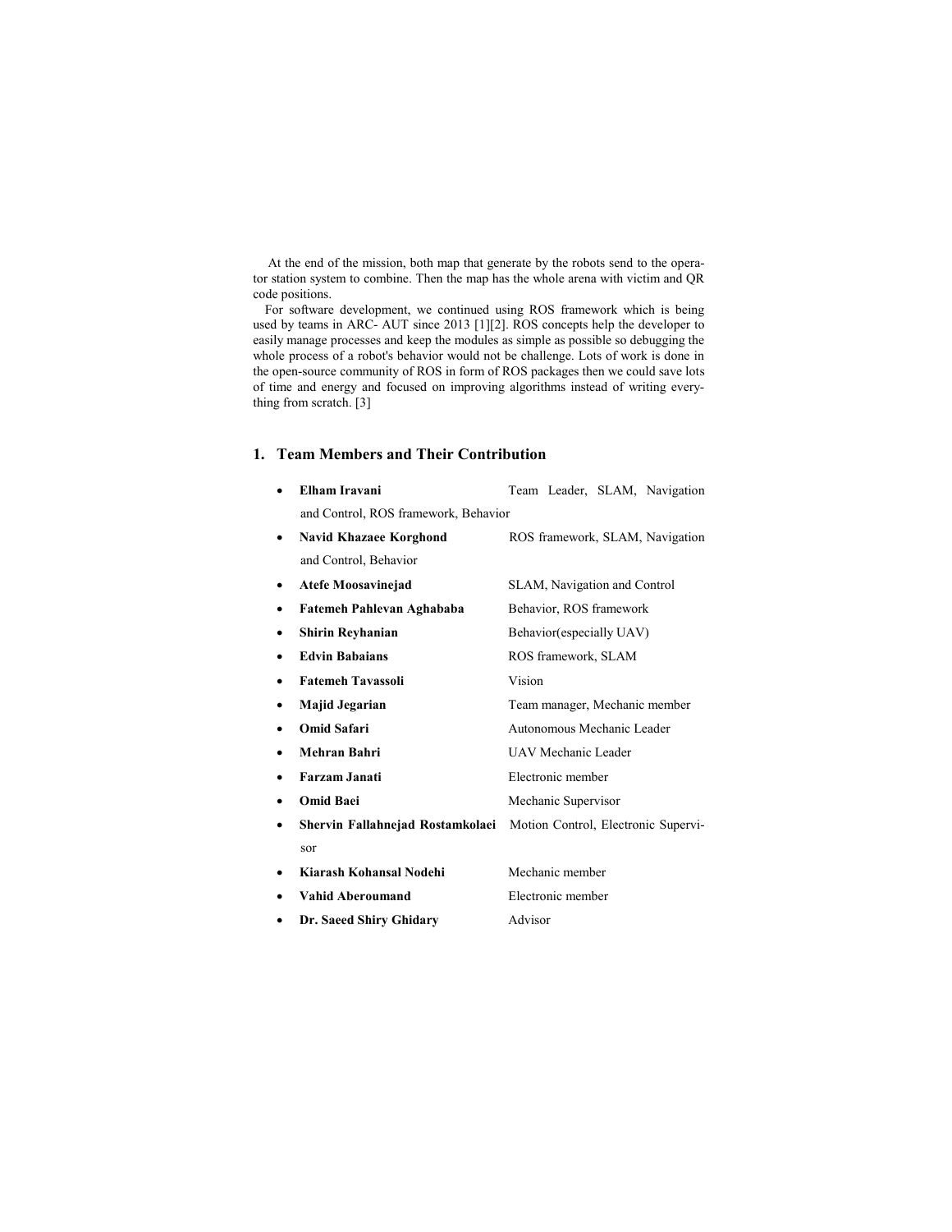At the end of the mission, both map that generate by the robots send to the operator station system to combine. Then the map has the whole arena with victim and QR code positions.

For software development, we continued using ROS framework which is being used by teams in ARC- AUT since 2013 [1][2]. ROS concepts help the developer to easily manage processes and keep the modules as simple as possible so debugging the whole process of a robot's behavior would not be challenge. Lots of work is done in the open-source community of ROS in form of ROS packages then we could save lots of time and energy and focused on improving algorithms instead of writing everything from scratch. [3]

## 1. Team Members and Their Contribution

- **Elham Iravani** Team Leader, SLAM, Navigation and Control, ROS framework, Behavior
- **Navid Khazaee Korghond** ROS framework, SLAM, Navigation and Control, Behavior
- **Atefe Moosavinejad** SLAM, Navigation and Control
- **Fatemeh Pahlevan Aghababa** Behavior, ROS framework
- **Shirin Reyhanian** Behavior(especially UAV)
- **Edvin Babaians** ROS framework, SLAM
- **Fatemeh Tavassoli** Vision
- **Majid Jegarian** Team manager, Mechanic member
- **Omid Safari** Autonomous Mechanic Leader
- **Mehran Bahri** UAV Mechanic Leader
- **Farzam Janati** Electronic member
- **Omid Baei** Mechanic Supervisor
- **Shervin Fallahnejad Rostamkolaei** Motion Control, Electronic Supervisor
- **Kiarash Kohansal Nodehi** Mechanic member
- **Vahid Aberoumand** Electronic member
- **Dr. Saeed Shiry Ghidary** Advisor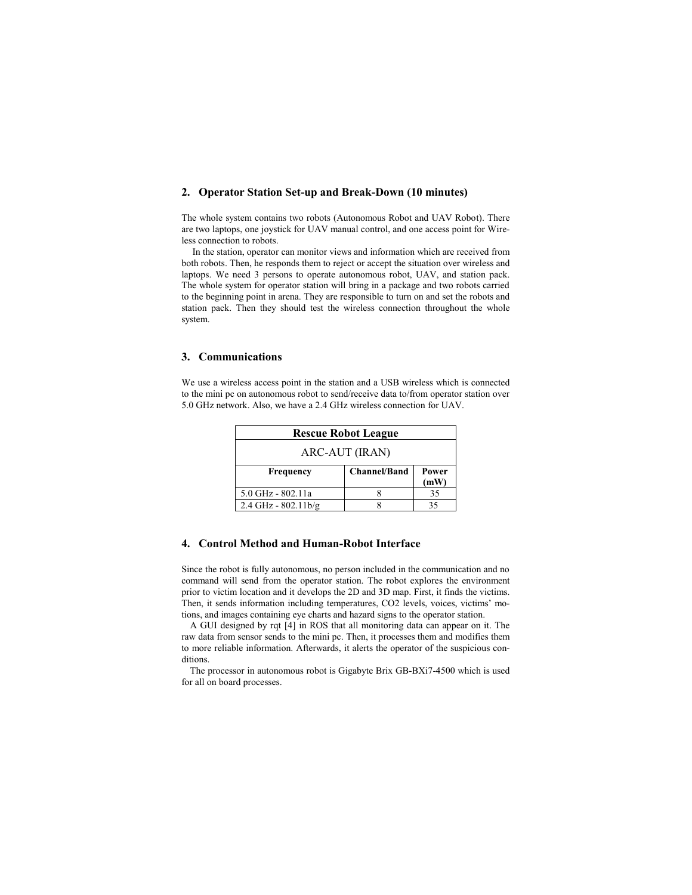## 2. Operator Station Set-up and Break-Down (10 minutes)

The whole system contains two robots (Autonomous Robot and UAV Robot). There are two laptops, one joystick for UAV manual control, and one access point for Wireless connection to robots.

In the station, operator can monitor views and information which are received from both robots. Then, he responds them to reject or accept the situation over wireless and laptops. We need 3 persons to operate autonomous robot, UAV, and station pack. The whole system for operator station will bring in a package and two robots carried to the beginning point in arena. They are responsible to turn on and set the robots and station pack. Then they should test the wireless connection throughout the whole system.

## 3. Communications

We use a wireless access point in the station and a USB wireless which is connected to the mini pc on autonomous robot to send/receive data to/from operator station over 5.0 GHz network. Also, we have a 2.4 GHz wireless connection for UAV.

| **Rescue Robot League** | | |
|---|---|---|
| ARC-AUT (IRAN) | | |
| **Frequency** | **Channel/Band** | **Power (mW)** |
| 5.0 GHz - 802.11a | 8 | 35 |
| 2.4 GHz - 802.11b/g | 8 | 35 |

## 4. Control Method and Human-Robot Interface

Since the robot is fully autonomous, no person included in the communication and no command will send from the operator station. The robot explores the environment prior to victim location and it develops the 2D and 3D map. First, it finds the victims. Then, it sends information including temperatures, $CO_2$ levels, voices, victims' motions, and images containing eye charts and hazard signs to the operator station.

A GUI designed by rqt [4] in ROS that all monitoring data can appear on it. The raw data from sensor sends to the mini pc. Then, it processes them and modifies them to more reliable information. Afterwards, it alerts the operator of the suspicious conditions.

The processor in autonomous robot is Gigabyte Brix GB-BXi7-4500 which is used for all on board processes.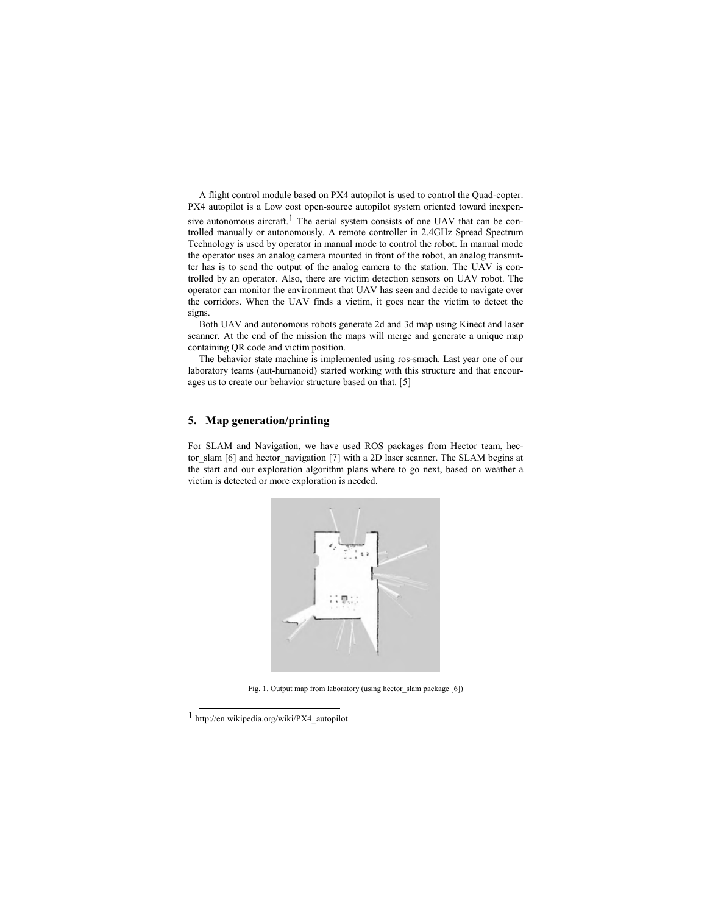A flight control module based on PX4 autopilot is used to control the Quad-copter. PX4 autopilot is a Low cost open-source autopilot system oriented toward inexpensive autonomous aircraft.[1] The aerial system consists of one UAV that can be controlled manually or autonomously. A remote controller in 2.4GHz Spread Spectrum Technology is used by operator in manual mode to control the robot. In manual mode the operator uses an analog camera mounted in front of the robot, an analog transmitter has is to send the output of the analog camera to the station. The UAV is controlled by an operator. Also, there are victim detection sensors on UAV robot. The operator can monitor the environment that UAV has seen and decide to navigate over the corridors. When the UAV finds a victim, it goes near the victim to detect the signs.

Both UAV and autonomous robots generate 2d and 3d map using Kinect and laser scanner. At the end of the mission the maps will merge and generate a unique map containing QR code and victim position.

The behavior state machine is implemented using ros-smach. Last year one of our laboratory teams (aut-humanoid) started working with this structure and that encourages us to create our behavior structure based on that. [5]

## 5. Map generation/printing

For SLAM and Navigation, we have used ROS packages from Hector team, hector_slam [6] and hector_navigation [7] with a 2D laser scanner. The SLAM begins at the start and our exploration algorithm plans where to go next, based on weather a victim is detected or more exploration is needed.

Fig. 1. Output map from laboratory (using hector_slam package [6])

[1] http://en.wikipedia.org/wiki/PX4_autopilot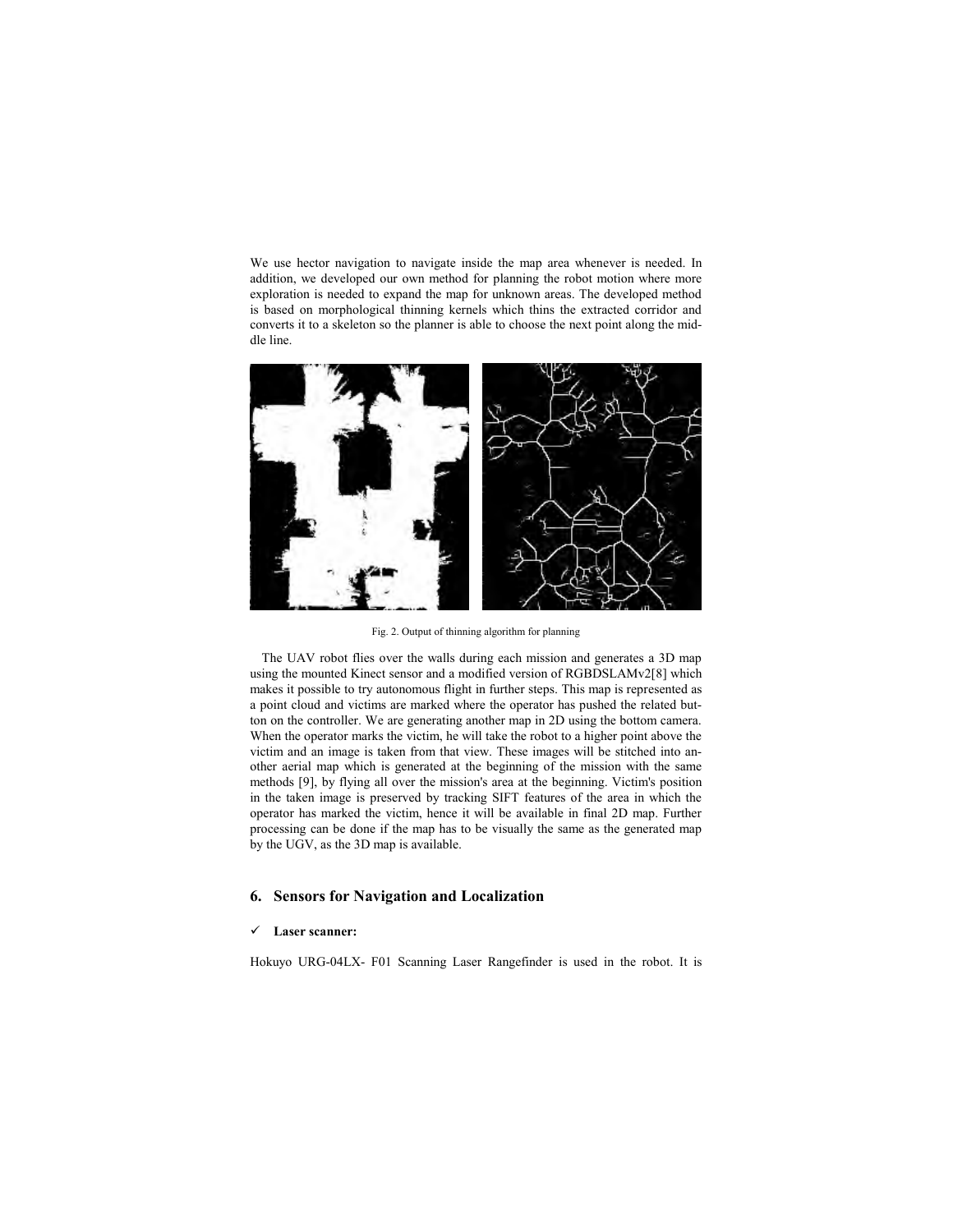We use hector navigation to navigate inside the map area whenever is needed. In addition, we developed our own method for planning the robot motion where more exploration is needed to expand the map for unknown areas. The developed method is based on morphological thinning kernels which thins the extracted corridor and converts it to a skeleton so the planner is able to choose the next point along the middle line.

Fig. 2. Output of thinning algorithm for planning

The UAV robot flies over the walls during each mission and generates a 3D map using the mounted Kinect sensor and a modified version of RGBDSLAMv2[8] which makes it possible to try autonomous flight in further steps. This map is represented as a point cloud and victims are marked where the operator has pushed the related button on the controller. We are generating another map in 2D using the bottom camera. When the operator marks the victim, he will take the robot to a higher point above the victim and an image is taken from that view. These images will be stitched into another aerial map which is generated at the beginning of the mission with the same methods [9], by flying all over the mission's area at the beginning. Victim's position in the taken image is preserved by tracking SIFT features of the area in which the operator has marked the victim, hence it will be available in final 2D map. Further processing can be done if the map has to be visually the same as the generated map by the UGV, as the 3D map is available.

## 6. Sensors for Navigation and Localization

- ✓ **Laser scanner:**

Hokuyo URG-04LX- F01 Scanning Laser Rangefinder is used in the robot. It is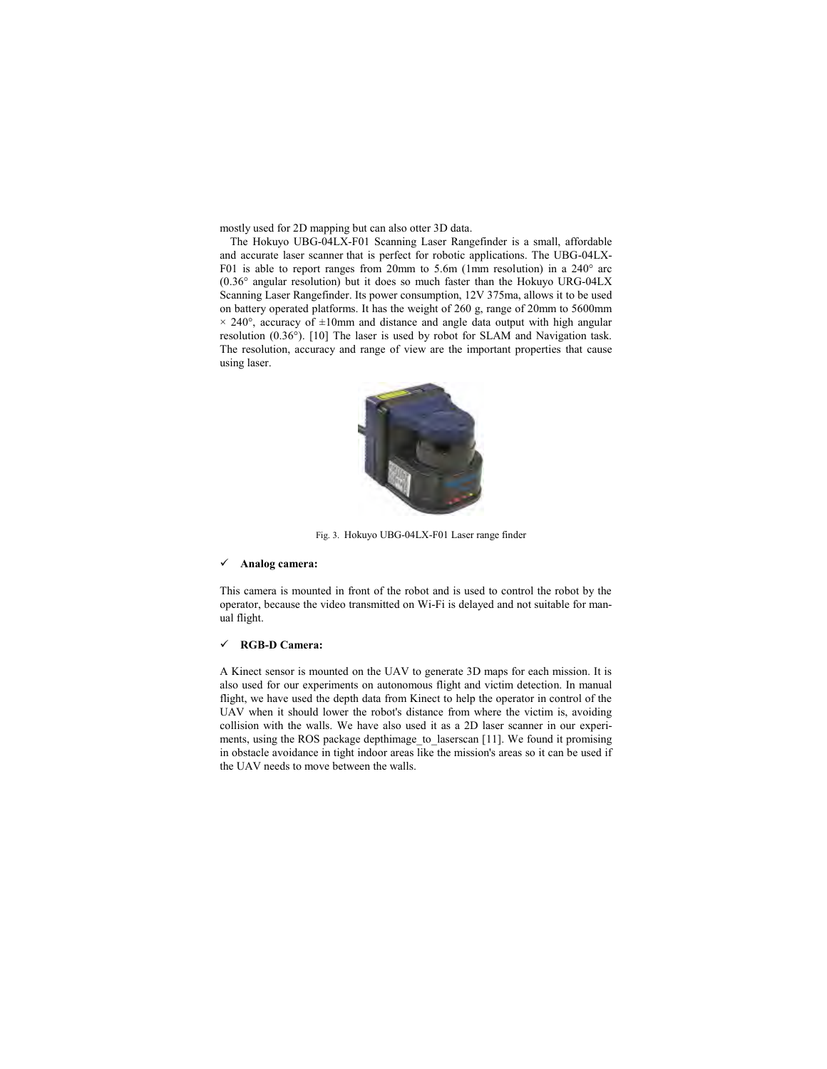mostly used for 2D mapping but can also otter 3D data.

The Hokuyo UBG-04LX-F01 Scanning Laser Rangefinder is a small, affordable and accurate laser scanner that is perfect for robotic applications. The UBG-04LX-F01 is able to report ranges from 20mm to 5.6m (1mm resolution) in a 240° arc (0.36° angular resolution) but it does so much faster than the Hokuyo URG-04LX Scanning Laser Rangefinder. Its power consumption, 12V 375ma, allows it to be used on battery operated platforms. It has the weight of 260 g, range of 20mm to 5600mm × 240°, accuracy of ±10mm and distance and angle data output with high angular resolution (0.36°). [10] The laser is used by robot for SLAM and Navigation task. The resolution, accuracy and range of view are the important properties that cause using laser.

Fig. 3. Hokuyo UBG-04LX-F01 Laser range finder

- ✓ **Analog camera:**

This camera is mounted in front of the robot and is used to control the robot by the operator, because the video transmitted on Wi-Fi is delayed and not suitable for manual flight.

- ✓ **RGB-D Camera:**

A Kinect sensor is mounted on the UAV to generate 3D maps for each mission. It is also used for our experiments on autonomous flight and victim detection. In manual flight, we have used the depth data from Kinect to help the operator in control of the UAV when it should lower the robot's distance from where the victim is, avoiding collision with the walls. We have also used it as a 2D laser scanner in our experiments, using the ROS package depthimage_to_laserscan [11]. We found it promising in obstacle avoidance in tight indoor areas like the mission's areas so it can be used if the UAV needs to move between the walls.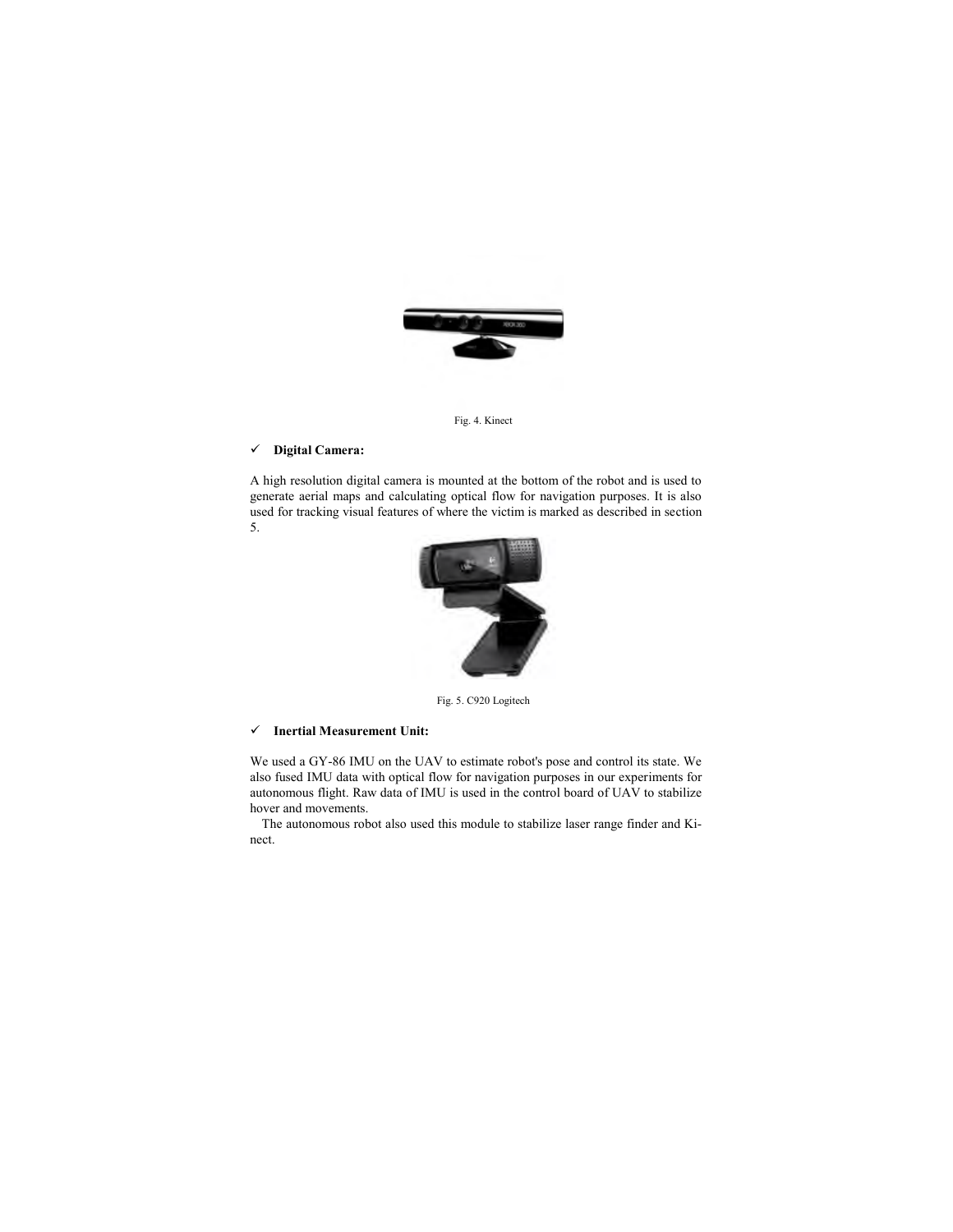Fig. 4. Kinect

- ✓ **Digital Camera:**

A high resolution digital camera is mounted at the bottom of the robot and is used to generate aerial maps and calculating optical flow for navigation purposes. It is also used for tracking visual features of where the victim is marked as described in section 5.

Fig. 5. C920 Logitech

- ✓ **Inertial Measurement Unit:**

We used a GY-86 IMU on the UAV to estimate robot's pose and control its state. We also fused IMU data with optical flow for navigation purposes in our experiments for autonomous flight. Raw data of IMU is used in the control board of UAV to stabilize hover and movements.

The autonomous robot also used this module to stabilize laser range finder and Kinect.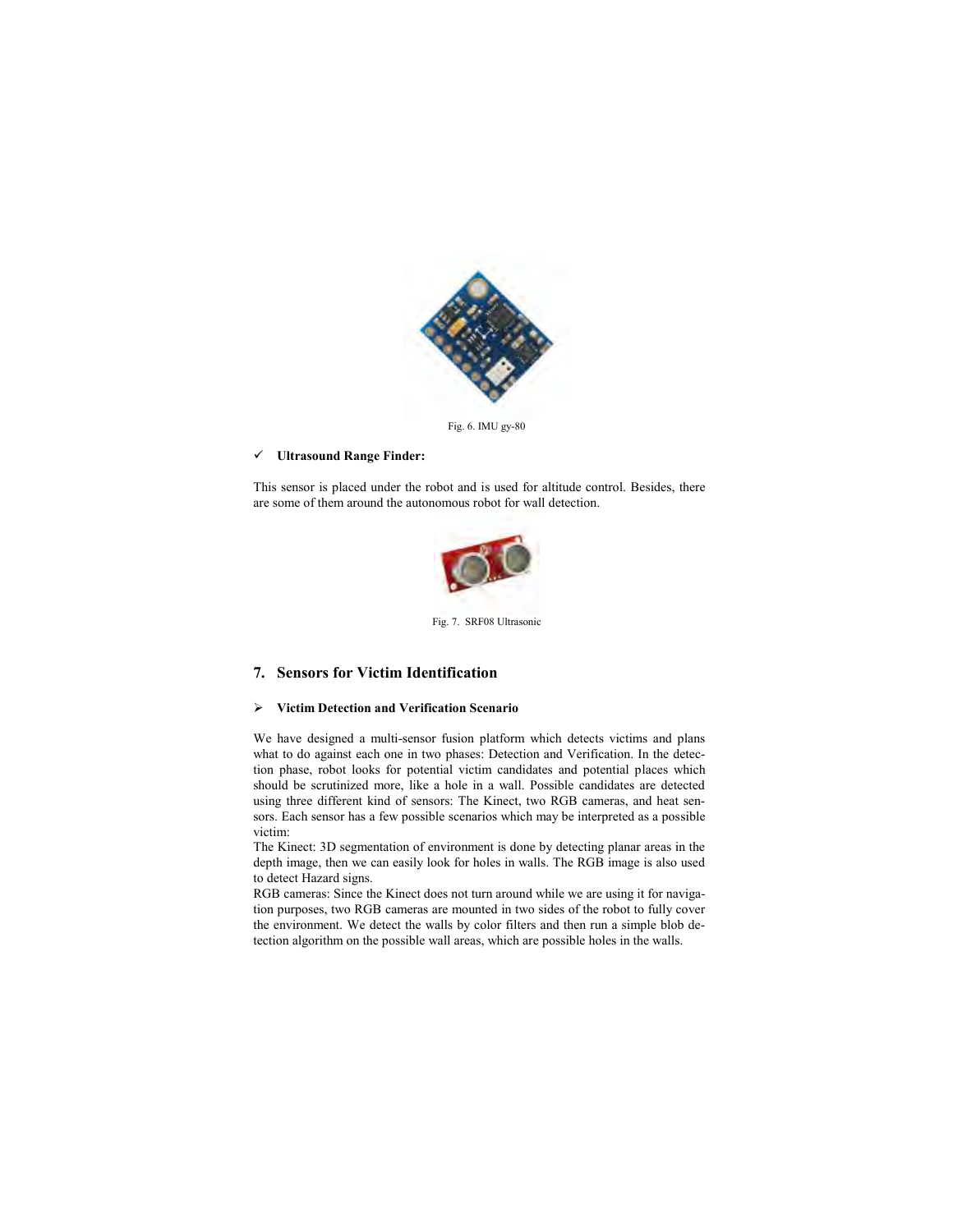Fig. 6. IMU gy-80

- ✓ **Ultrasound Range Finder:**

This sensor is placed under the robot and is used for altitude control. Besides, there are some of them around the autonomous robot for wall detection.

Fig. 7. SRF08 Ultrasonic

## 7. Sensors for Victim Identification

- ➢ **Victim Detection and Verification Scenario**

We have designed a multi-sensor fusion platform which detects victims and plans what to do against each one in two phases: Detection and Verification. In the detection phase, robot looks for potential victim candidates and potential places which should be scrutinized more, like a hole in a wall. Possible candidates are detected using three different kind of sensors: The Kinect, two RGB cameras, and heat sensors. Each sensor has a few possible scenarios which may be interpreted as a possible victim:

The Kinect: 3D segmentation of environment is done by detecting planar areas in the depth image, then we can easily look for holes in walls. The RGB image is also used to detect Hazard signs.

RGB cameras: Since the Kinect does not turn around while we are using it for navigation purposes, two RGB cameras are mounted in two sides of the robot to fully cover the environment. We detect the walls by color filters and then run a simple blob detection algorithm on the possible wall areas, which are possible holes in the walls.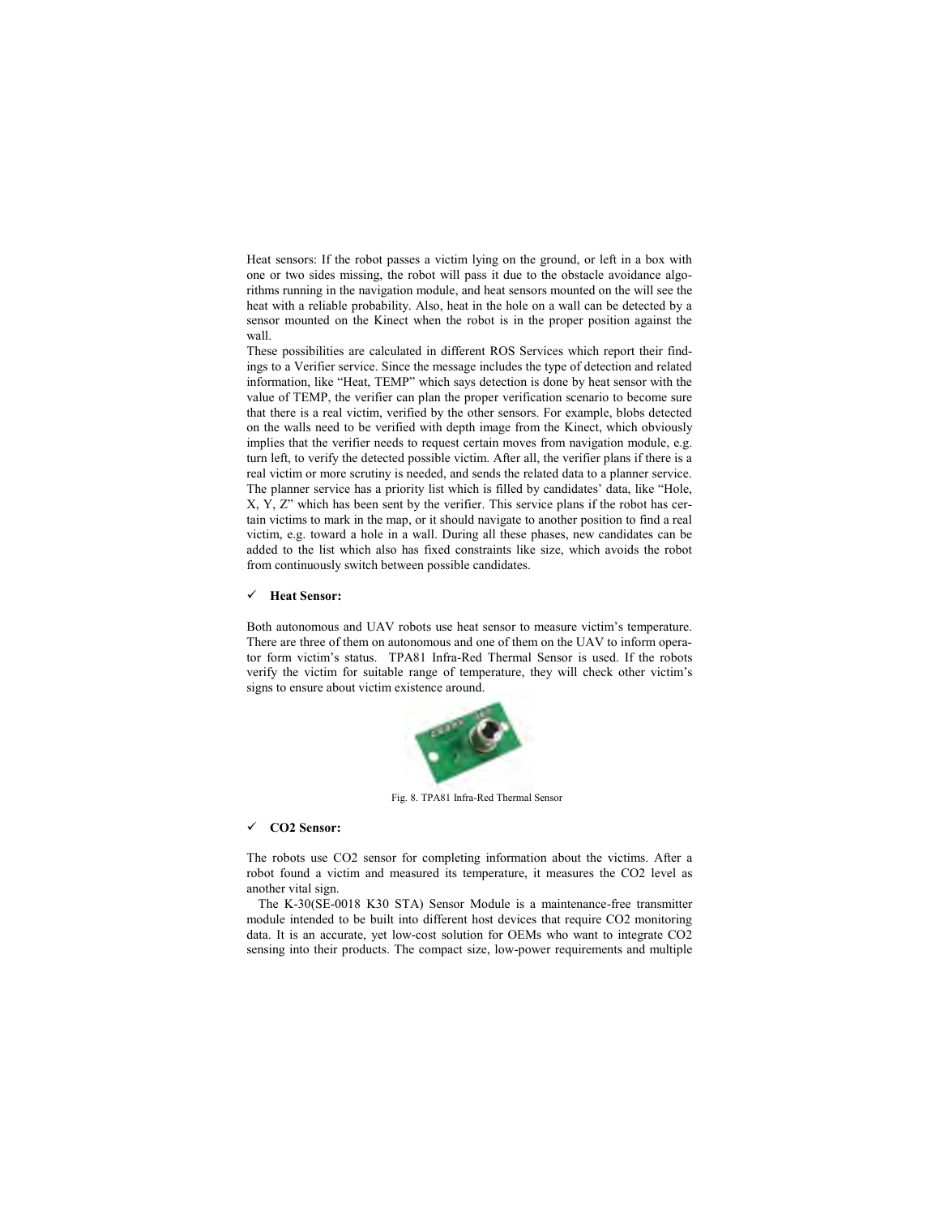Heat sensors: If the robot passes a victim lying on the ground, or left in a box with one or two sides missing, the robot will pass it due to the obstacle avoidance algorithms running in the navigation module, and heat sensors mounted on the will see the heat with a reliable probability. Also, heat in the hole on a wall can be detected by a sensor mounted on the Kinect when the robot is in the proper position against the wall.

These possibilities are calculated in different ROS Services which report their findings to a Verifier service. Since the message includes the type of detection and related information, like "Heat, TEMP" which says detection is done by heat sensor with the value of TEMP, the verifier can plan the proper verification scenario to become sure that there is a real victim, verified by the other sensors. For example, blobs detected on the walls need to be verified with depth image from the Kinect, which obviously implies that the verifier needs to request certain moves from navigation module, e.g. turn left, to verify the detected possible victim. After all, the verifier plans if there is a real victim or more scrutiny is needed, and sends the related data to a planner service. The planner service has a priority list which is filled by candidates' data, like "Hole, X, Y, Z" which has been sent by the verifier. This service plans if the robot has certain victims to mark in the map, or it should navigate to another position to find a real victim, e.g. toward a hole in a wall. During all these phases, new candidates can be added to the list which also has fixed constraints like size, which avoids the robot from continuously switch between possible candidates.

- ✓ **Heat Sensor:**

Both autonomous and UAV robots use heat sensor to measure victim's temperature. There are three of them on autonomous and one of them on the UAV to inform operator form victim's status. TPA81 Infra-Red Thermal Sensor is used. If the robots verify the victim for suitable range of temperature, they will check other victim's signs to ensure about victim existence around.

Fig. 8. TPA81 Infra-Red Thermal Sensor

- ✓ **CO2 Sensor:**

The robots use CO2 sensor for completing information about the victims. After a robot found a victim and measured its temperature, it measures the CO2 level as another vital sign.

The K-30(SE-0018 K30 STA) Sensor Module is a maintenance-free transmitter module intended to be built into different host devices that require CO2 monitoring data. It is an accurate, yet low-cost solution for OEMs who want to integrate CO2 sensing into their products. The compact size, low-power requirements and multiple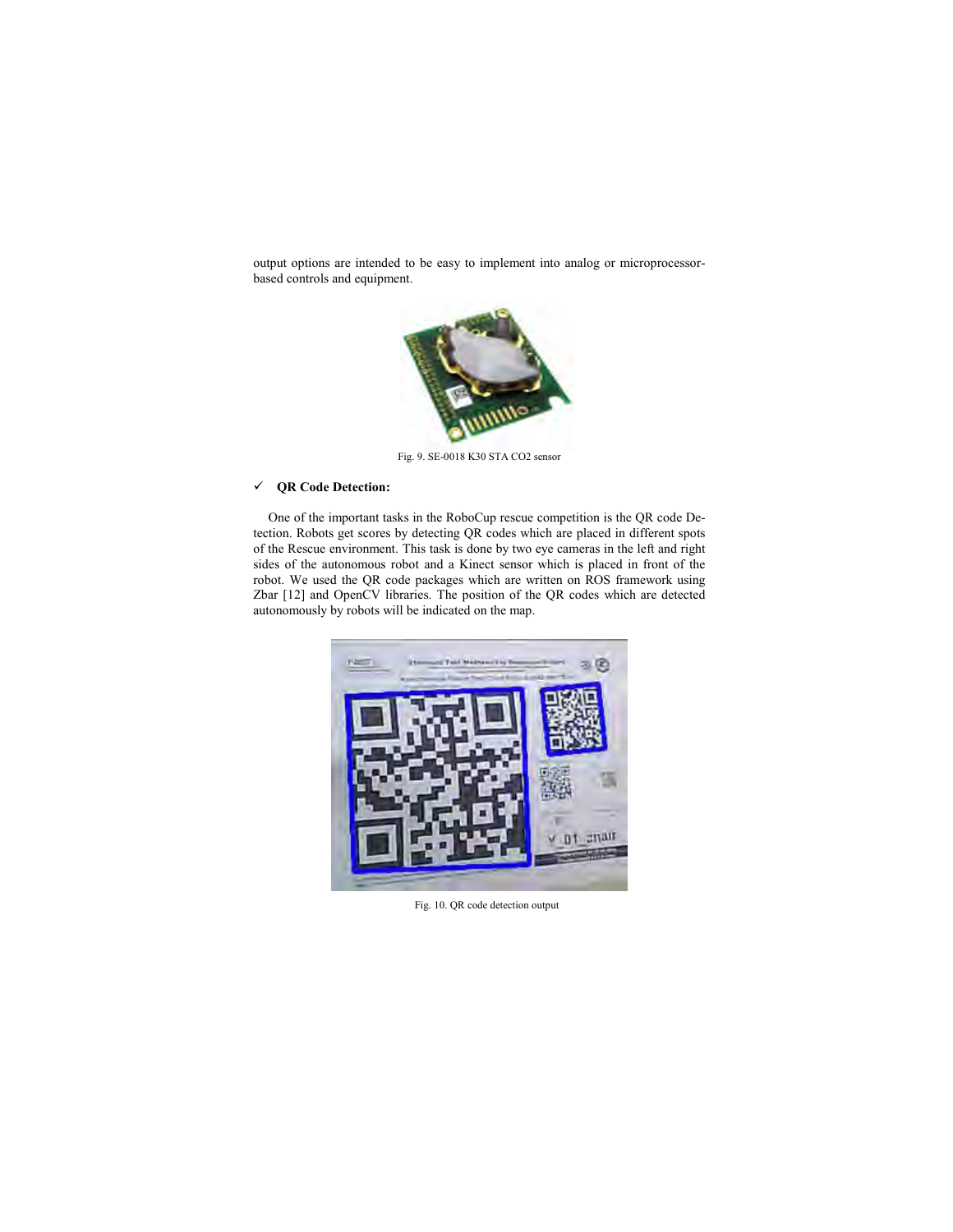output options are intended to be easy to implement into analog or microprocessor-based controls and equipment.

Fig. 9. SE-0018 K30 STA CO2 sensor

✓ **QR Code Detection:**

One of the important tasks in the RoboCup rescue competition is the QR code Detection. Robots get scores by detecting QR codes which are placed in different spots of the Rescue environment. This task is done by two eye cameras in the left and right sides of the autonomous robot and a Kinect sensor which is placed in front of the robot. We used the QR code packages which are written on ROS framework using Zbar [12] and OpenCV libraries. The position of the QR codes which are detected autonomously by robots will be indicated on the map.

Fig. 10. QR code detection output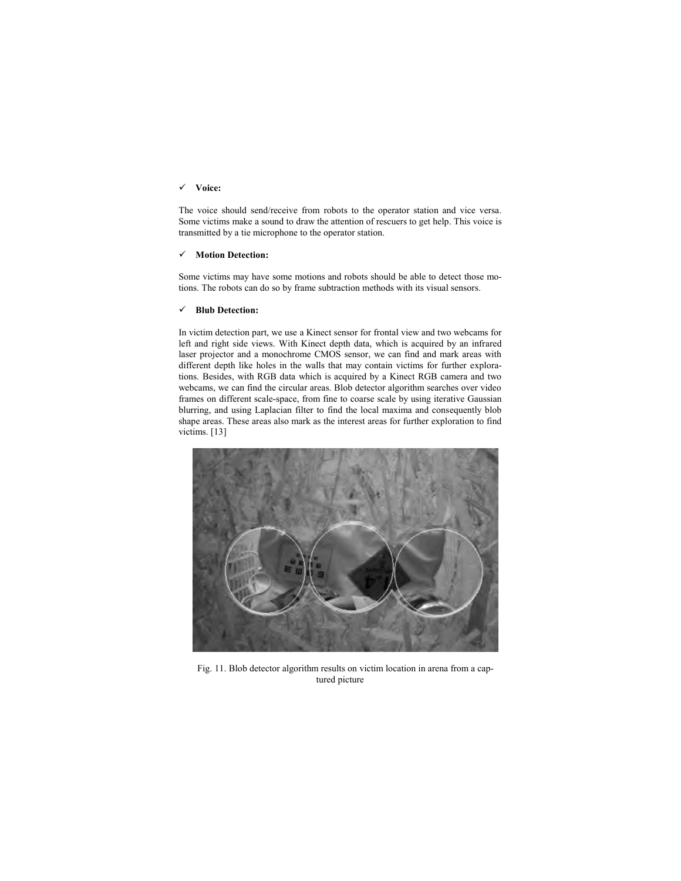- ✓ **Voice:**

The voice should send/receive from robots to the operator station and vice versa. Some victims make a sound to draw the attention of rescuers to get help. This voice is transmitted by a tie microphone to the operator station.

- ✓ **Motion Detection:**

Some victims may have some motions and robots should be able to detect those motions. The robots can do so by frame subtraction methods with its visual sensors.

- ✓ **Blub Detection:**

In victim detection part, we use a Kinect sensor for frontal view and two webcams for left and right side views. With Kinect depth data, which is acquired by an infrared laser projector and a monochrome CMOS sensor, we can find and mark areas with different depth like holes in the walls that may contain victims for further explorations. Besides, with RGB data which is acquired by a Kinect RGB camera and two webcams, we can find the circular areas. Blob detector algorithm searches over video frames on different scale-space, from fine to coarse scale by using iterative Gaussian blurring, and using Laplacian filter to find the local maxima and consequently blob shape areas. These areas also mark as the interest areas for further exploration to find victims. [13]

Fig. 11. Blob detector algorithm results on victim location in arena from a captured picture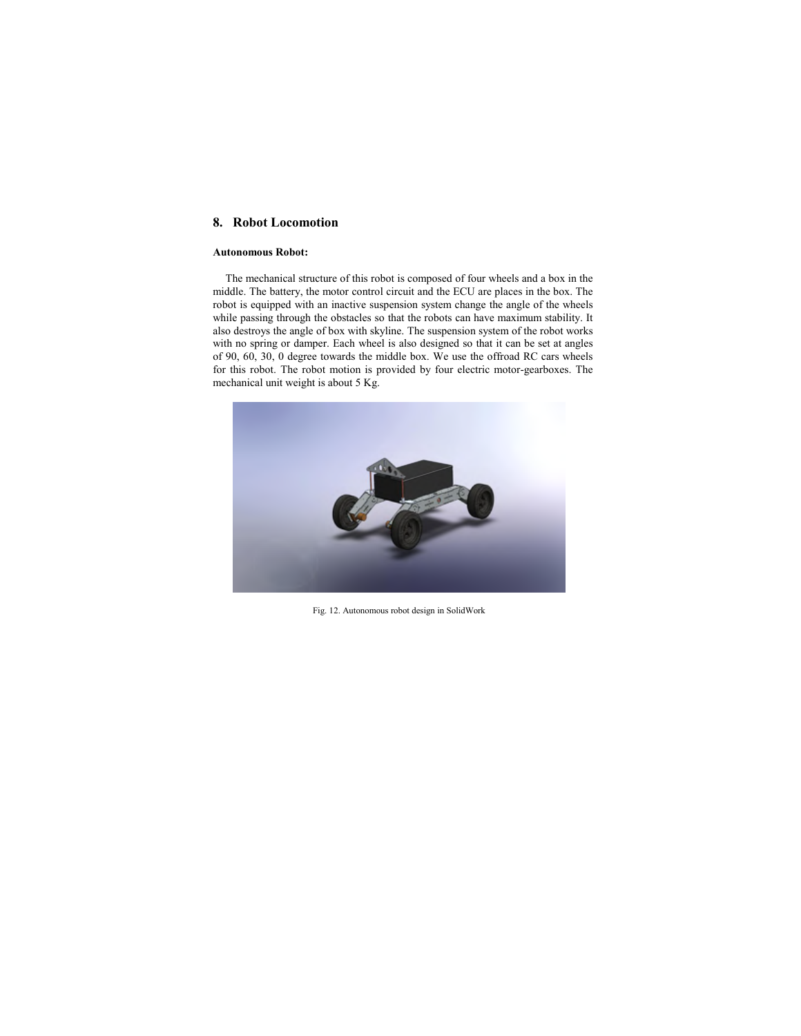## 8. Robot Locomotion

**Autonomous Robot:**

The mechanical structure of this robot is composed of four wheels and a box in the middle. The battery, the motor control circuit and the ECU are places in the box. The robot is equipped with an inactive suspension system change the angle of the wheels while passing through the obstacles so that the robots can have maximum stability. It also destroys the angle of box with skyline. The suspension system of the robot works with no spring or damper. Each wheel is also designed so that it can be set at angles of 90, 60, 30, 0 degree towards the middle box. We use the offroad RC cars wheels for this robot. The robot motion is provided by four electric motor-gearboxes. The mechanical unit weight is about 5 Kg.

Fig. 12. Autonomous robot design in SolidWork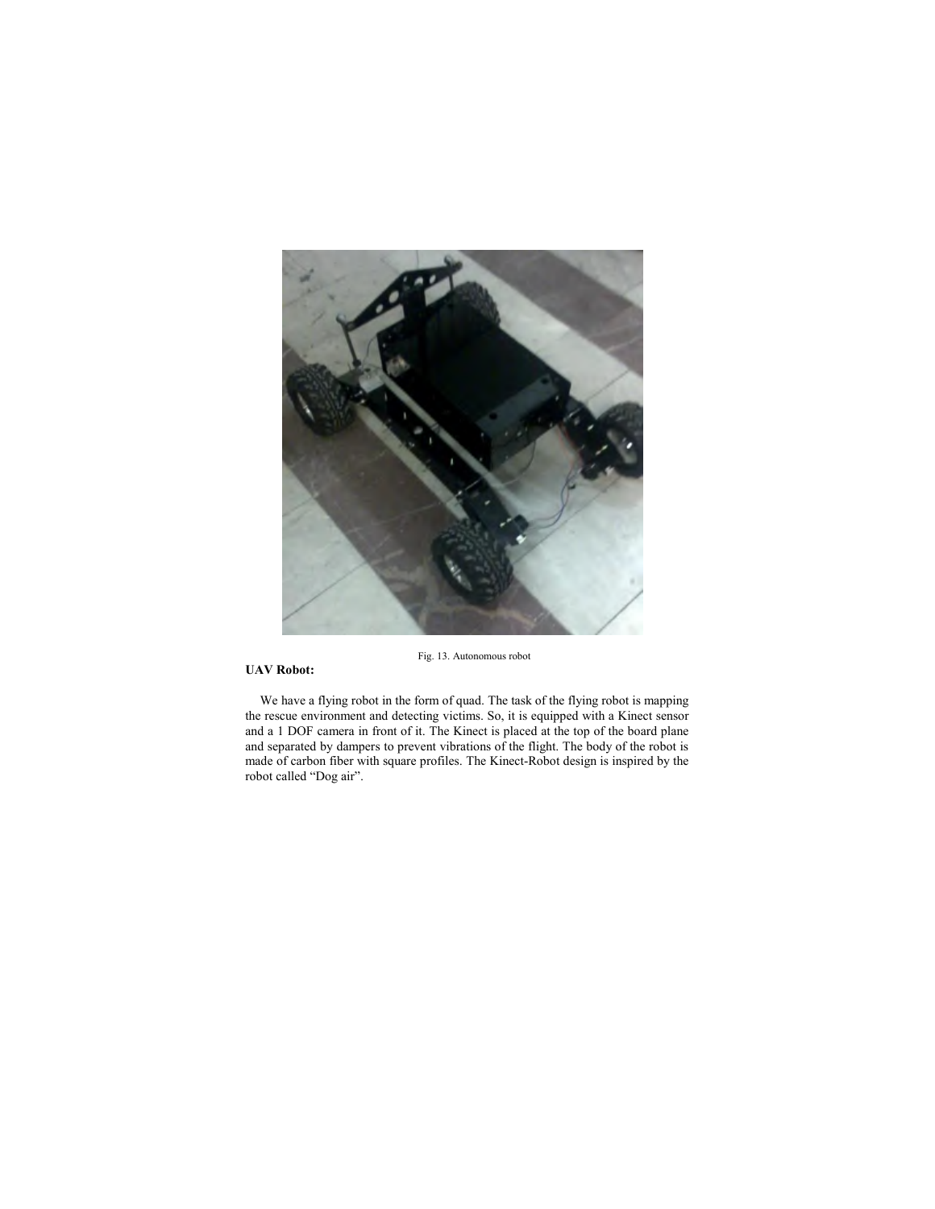Fig. 13. Autonomous robot

**UAV Robot:**

We have a flying robot in the form of quad. The task of the flying robot is mapping the rescue environment and detecting victims. So, it is equipped with a Kinect sensor and a 1 DOF camera in front of it. The Kinect is placed at the top of the board plane and separated by dampers to prevent vibrations of the flight. The body of the robot is made of carbon fiber with square profiles. The Kinect-Robot design is inspired by the robot called "Dog air".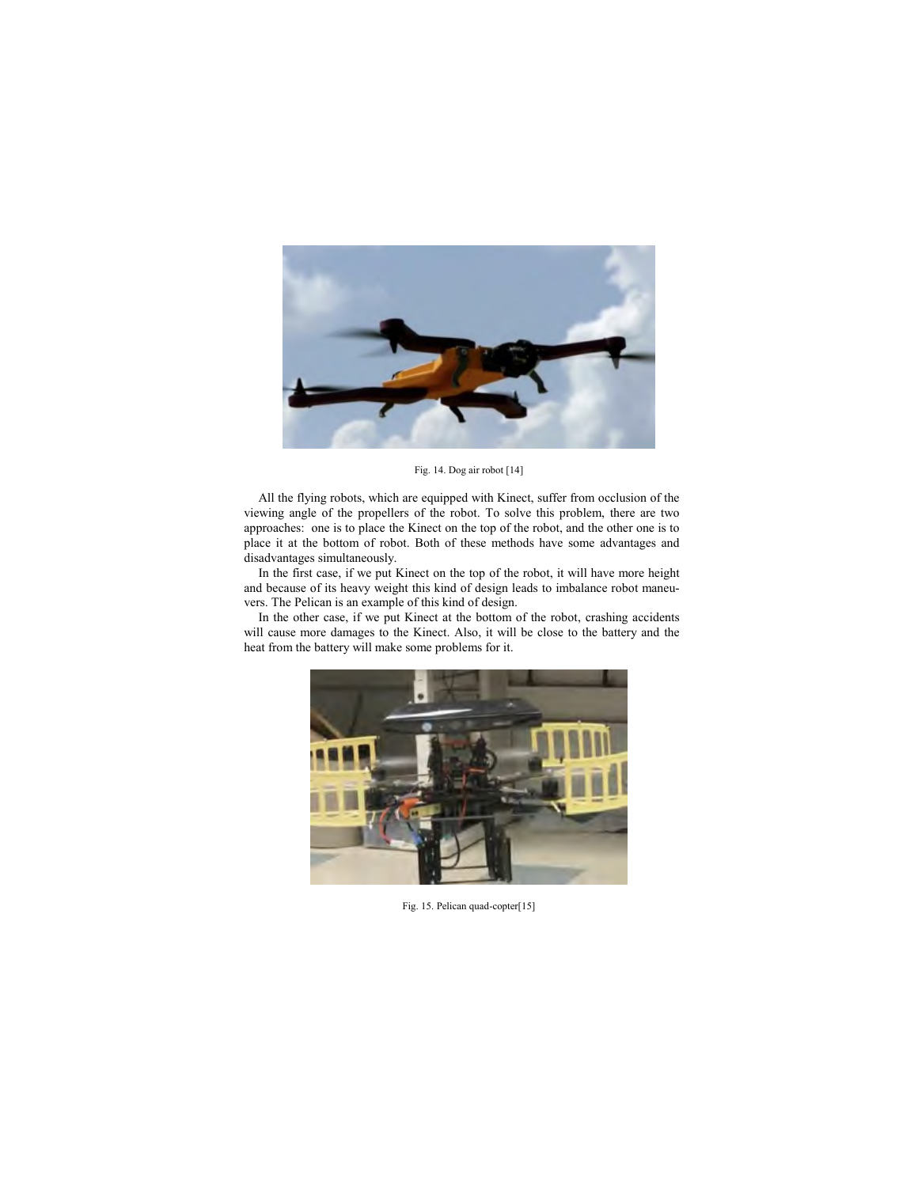Fig. 14. Dog air robot [14]

All the flying robots, which are equipped with Kinect, suffer from occlusion of the viewing angle of the propellers of the robot. To solve this problem, there are two approaches: one is to place the Kinect on the top of the robot, and the other one is to place it at the bottom of robot. Both of these methods have some advantages and disadvantages simultaneously.

In the first case, if we put Kinect on the top of the robot, it will have more height and because of its heavy weight this kind of design leads to imbalance robot maneuvers. The Pelican is an example of this kind of design.

In the other case, if we put Kinect at the bottom of the robot, crashing accidents will cause more damages to the Kinect. Also, it will be close to the battery and the heat from the battery will make some problems for it.

Fig. 15. Pelican quad-copter[15]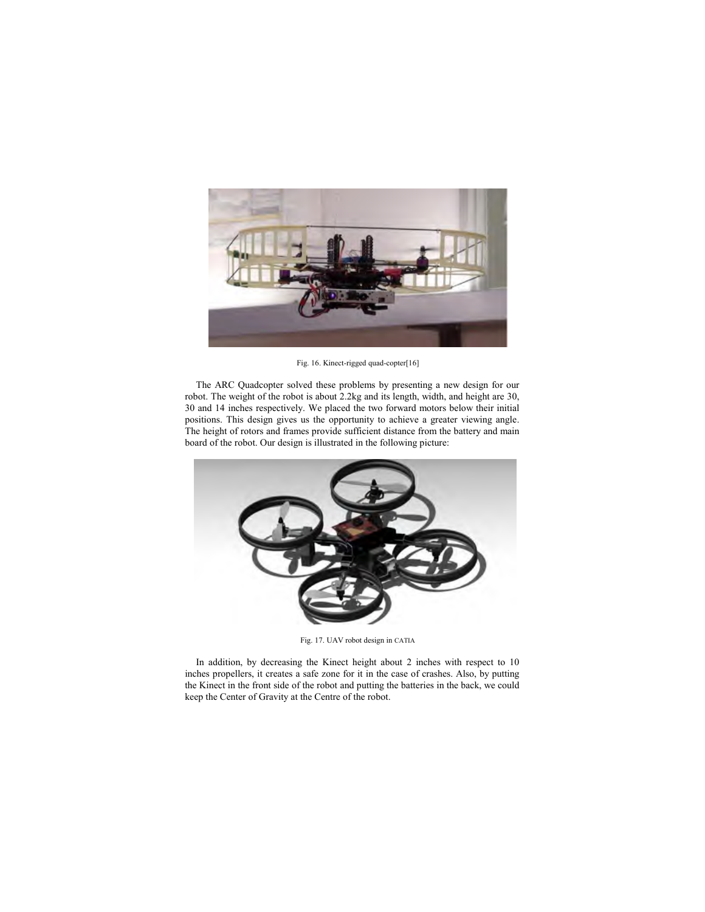Fig. 16. Kinect-rigged quad-copter[16]

The ARC Quadcopter solved these problems by presenting a new design for our robot. The weight of the robot is about 2.2kg and its length, width, and height are 30, 30 and 14 inches respectively. We placed the two forward motors below their initial positions. This design gives us the opportunity to achieve a greater viewing angle. The height of rotors and frames provide sufficient distance from the battery and main board of the robot. Our design is illustrated in the following picture:

Fig. 17. UAV robot design in CATIA

In addition, by decreasing the Kinect height about 2 inches with respect to 10 inches propellers, it creates a safe zone for it in the case of crashes. Also, by putting the Kinect in the front side of the robot and putting the batteries in the back, we could keep the Center of Gravity at the Centre of the robot.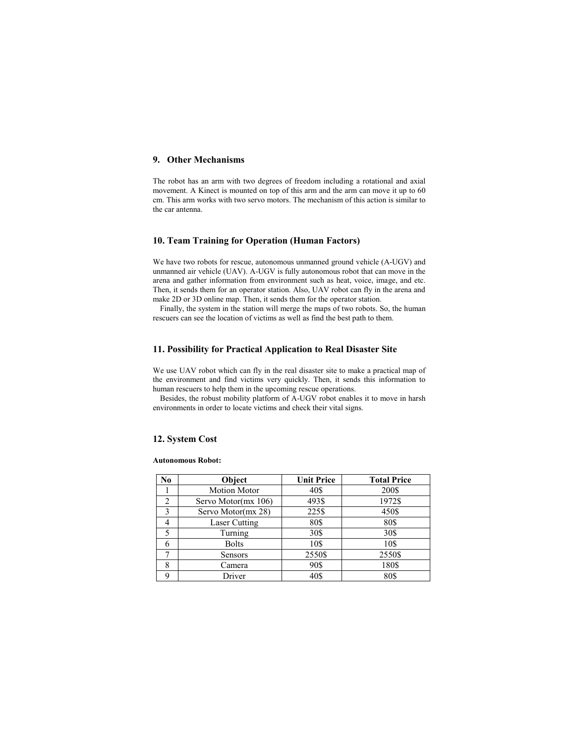## 9. Other Mechanisms

The robot has an arm with two degrees of freedom including a rotational and axial movement. A Kinect is mounted on top of this arm and the arm can move it up to 60 cm. This arm works with two servo motors. The mechanism of this action is similar to the car antenna.

## 10. Team Training for Operation (Human Factors)

We have two robots for rescue, autonomous unmanned ground vehicle (A-UGV) and unmanned air vehicle (UAV). A-UGV is fully autonomous robot that can move in the arena and gather information from environment such as heat, voice, image, and etc. Then, it sends them for an operator station. Also, UAV robot can fly in the arena and make 2D or 3D online map. Then, it sends them for the operator station.

Finally, the system in the station will merge the maps of two robots. So, the human rescuers can see the location of victims as well as find the best path to them.

## 11. Possibility for Practical Application to Real Disaster Site

We use UAV robot which can fly in the real disaster site to make a practical map of the environment and find victims very quickly. Then, it sends this information to human rescuers to help them in the upcoming rescue operations.

Besides, the robust mobility platform of A-UGV robot enables it to move in harsh environments in order to locate victims and check their vital signs.

## 12. System Cost

**Autonomous Robot:**

| No | Object | Unit Price | Total Price |
|---|---|---|---|
| 1 | Motion Motor | 40$ | 200$ |
| 2 | Servo Motor(mx 106) | 493$ | 1972$ |
| 3 | Servo Motor(mx 28) | 225$ | 450$ |
| 4 | Laser Cutting | 80$ | 80$ |
| 5 | Turning | 30$ | 30$ |
| 6 | Bolts | 10$ | 10$ |
| 7 | Sensors | 2550$ | 2550$ |
| 8 | Camera | 90$ | 180$ |
| 9 | Driver | 40$ | 80$ |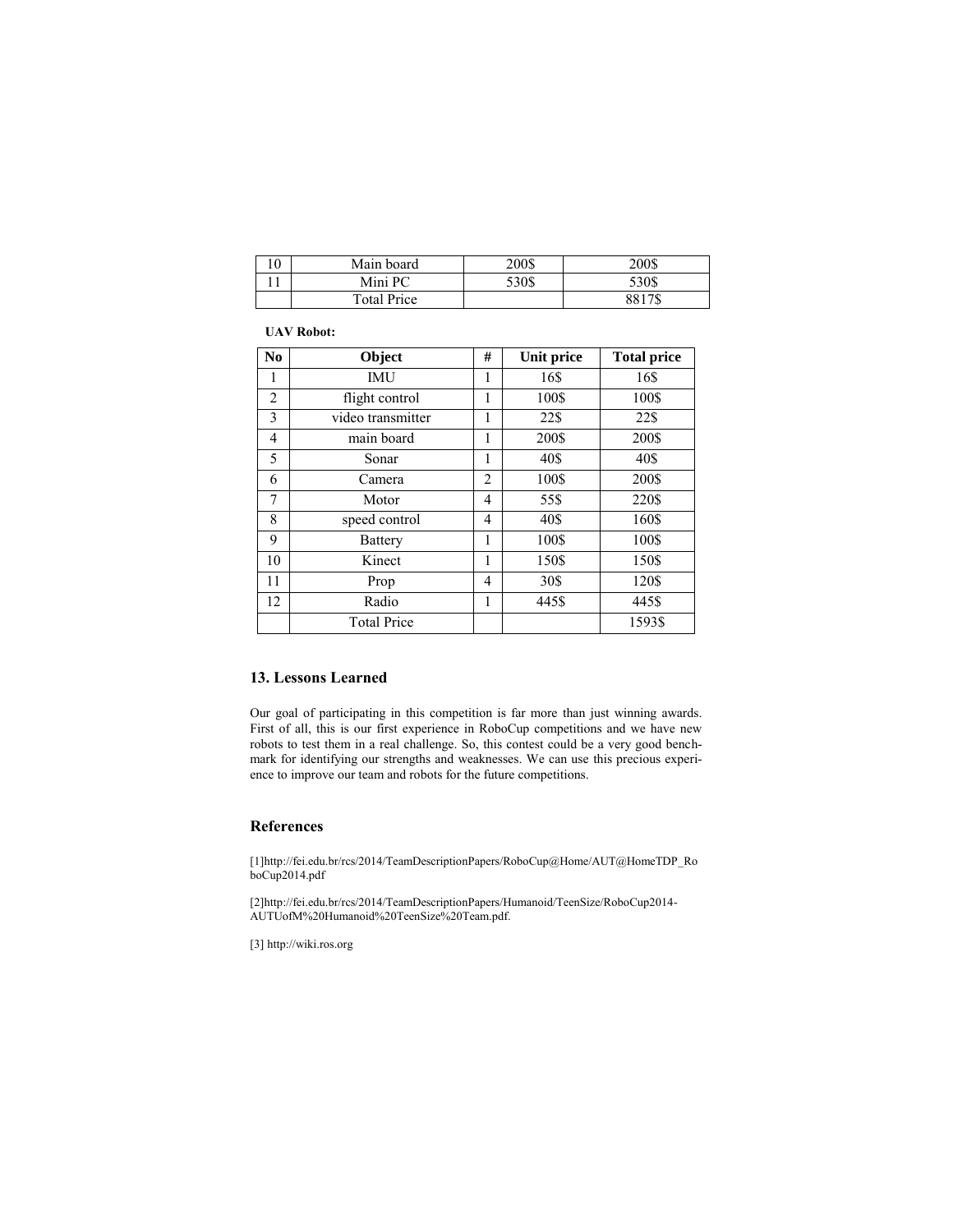| 10 | Main board | 200$ | 200$ |
|---|---|---|---|
| 11 | Mini PC | 530$ | 530$ |
| | Total Price | | 8817$ |

**UAV Robot:**

| No | Object | # | Unit price | Total price |
|---|---|---|---|---|
| 1 | IMU | 1 | 16$ | 16$ |
| 2 | flight control | 1 | 100$ | 100$ |
| 3 | video transmitter | 1 | 22$ | 22$ |
| 4 | main board | 1 | 200$ | 200$ |
| 5 | Sonar | 1 | 40$ | 40$ |
| 6 | Camera | 2 | 100$ | 200$ |
| 7 | Motor | 4 | 55$ | 220$ |
| 8 | speed control | 4 | 40$ | 160$ |
| 9 | Battery | 1 | 100$ | 100$ |
| 10 | Kinect | 1 | 150$ | 150$ |
| 11 | Prop | 4 | 30$ | 120$ |
| 12 | Radio | 1 | 445$ | 445$ |
| | Total Price | | | 1593$ |

## 13. Lessons Learned

Our goal of participating in this competition is far more than just winning awards. First of all, this is our first experience in RoboCup competitions and we have new robots to test them in a real challenge. So, this contest could be a very good benchmark for identifying our strengths and weaknesses. We can use this precious experience to improve our team and robots for the future competitions.

## References

[1]http://fei.edu.br/rcs/2014/TeamDescriptionPapers/RoboCup@Home/AUT@HomeTDP_RoboCup2014.pdf

[2]http://fei.edu.br/rcs/2014/TeamDescriptionPapers/Humanoid/TeenSize/RoboCup2014-AUTUofM%20Humanoid%20TeenSize%20Team.pdf.

[3] http://wiki.ros.org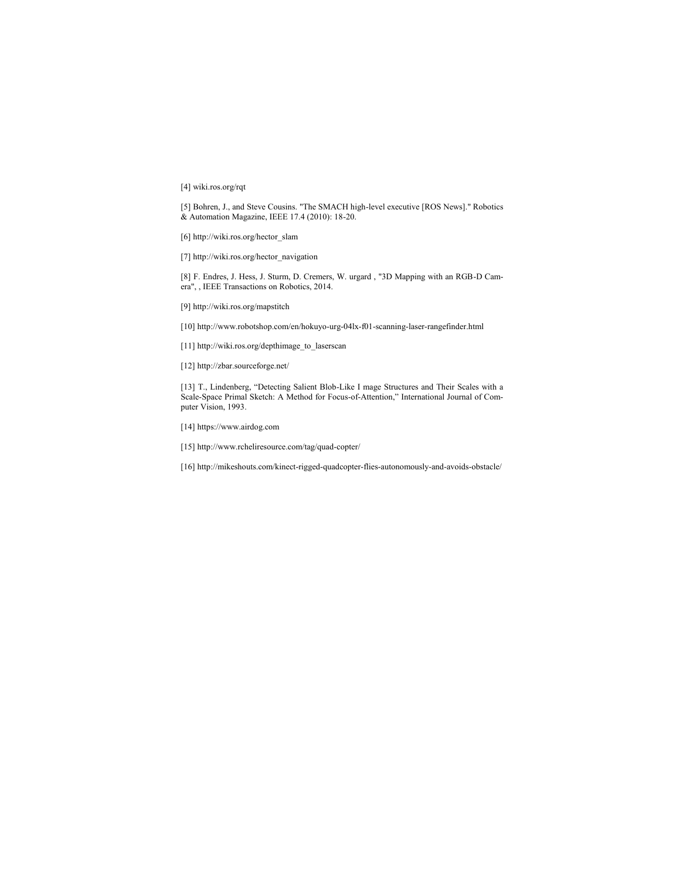[4] wiki.ros.org/rqt

[5] Bohren, J., and Steve Cousins. "The SMACH high-level executive [ROS News]." Robotics & Automation Magazine, IEEE 17.4 (2010): 18-20.

[6] http://wiki.ros.org/hector_slam

[7] http://wiki.ros.org/hector_navigation

[8] F. Endres, J. Hess, J. Sturm, D. Cremers, W. urgard , "3D Mapping with an RGB-D Camera", , IEEE Transactions on Robotics, 2014.

[9] http://wiki.ros.org/mapstitch

[10] http://www.robotshop.com/en/hokuyo-urg-04lx-f01-scanning-laser-rangefinder.html

[11] http://wiki.ros.org/depthimage_to_laserscan

[12] http://zbar.sourceforge.net/

[13] T., Lindenberg, "Detecting Salient Blob-Like I mage Structures and Their Scales with a Scale-Space Primal Sketch: A Method for Focus-of-Attention," International Journal of Computer Vision, 1993.

[14] https://www.airdog.com

[15] http://www.rcheliresource.com/tag/quad-copter/

[16] http://mikeshouts.com/kinect-rigged-quadcopter-flies-autonomously-and-avoids-obstacle/